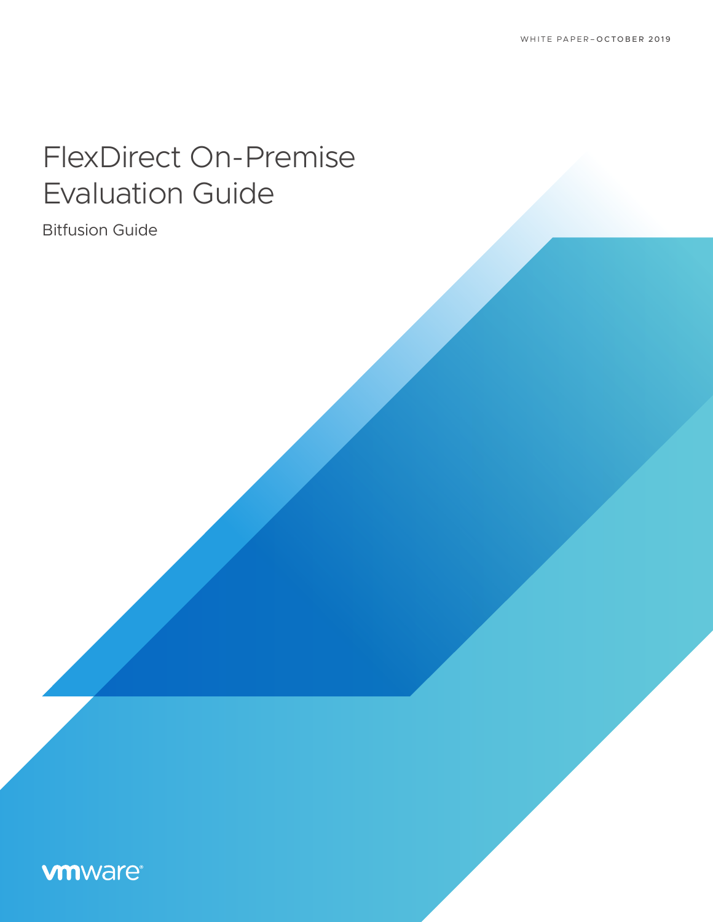WHITE PAPER–OCTOBER 2019

# FlexDirect On-Premise Evaluation Guide

Bitfusion Guide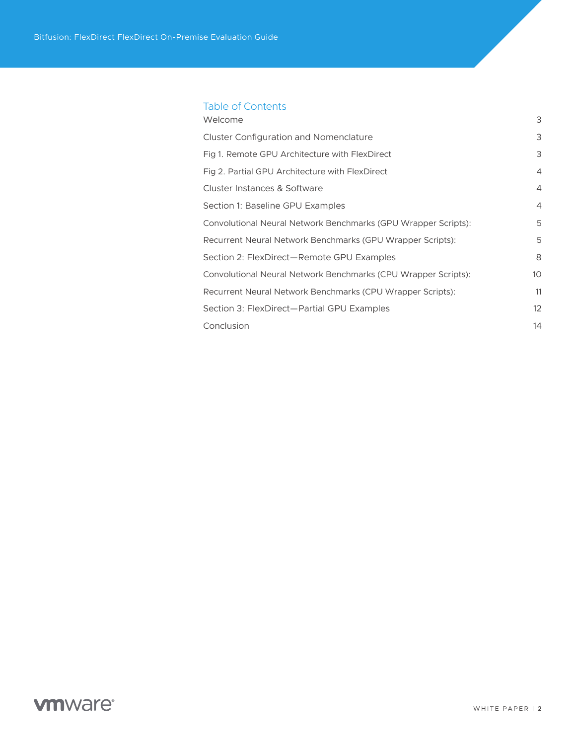## Table of Contents

| | |
|---|---|
| Welcome | 3 |
| Cluster Configuration and Nomenclature | 3 |
| Fig 1. Remote GPU Architecture with FlexDirect | 3 |
| Fig 2. Partial GPU Architecture with FlexDirect | 4 |
| Cluster Instances & Software | 4 |
| Section 1: Baseline GPU Examples | 4 |
| Convolutional Neural Network Benchmarks (GPU Wrapper Scripts): | 5 |
| Recurrent Neural Network Benchmarks (GPU Wrapper Scripts): | 5 |
| Section 2: FlexDirect—Remote GPU Examples | 8 |
| Convolutional Neural Network Benchmarks (CPU Wrapper Scripts): | 10 |
| Recurrent Neural Network Benchmarks (CPU Wrapper Scripts): | 11 |
| Section 3: FlexDirect—Partial GPU Examples | 12 |
| Conclusion | 14 |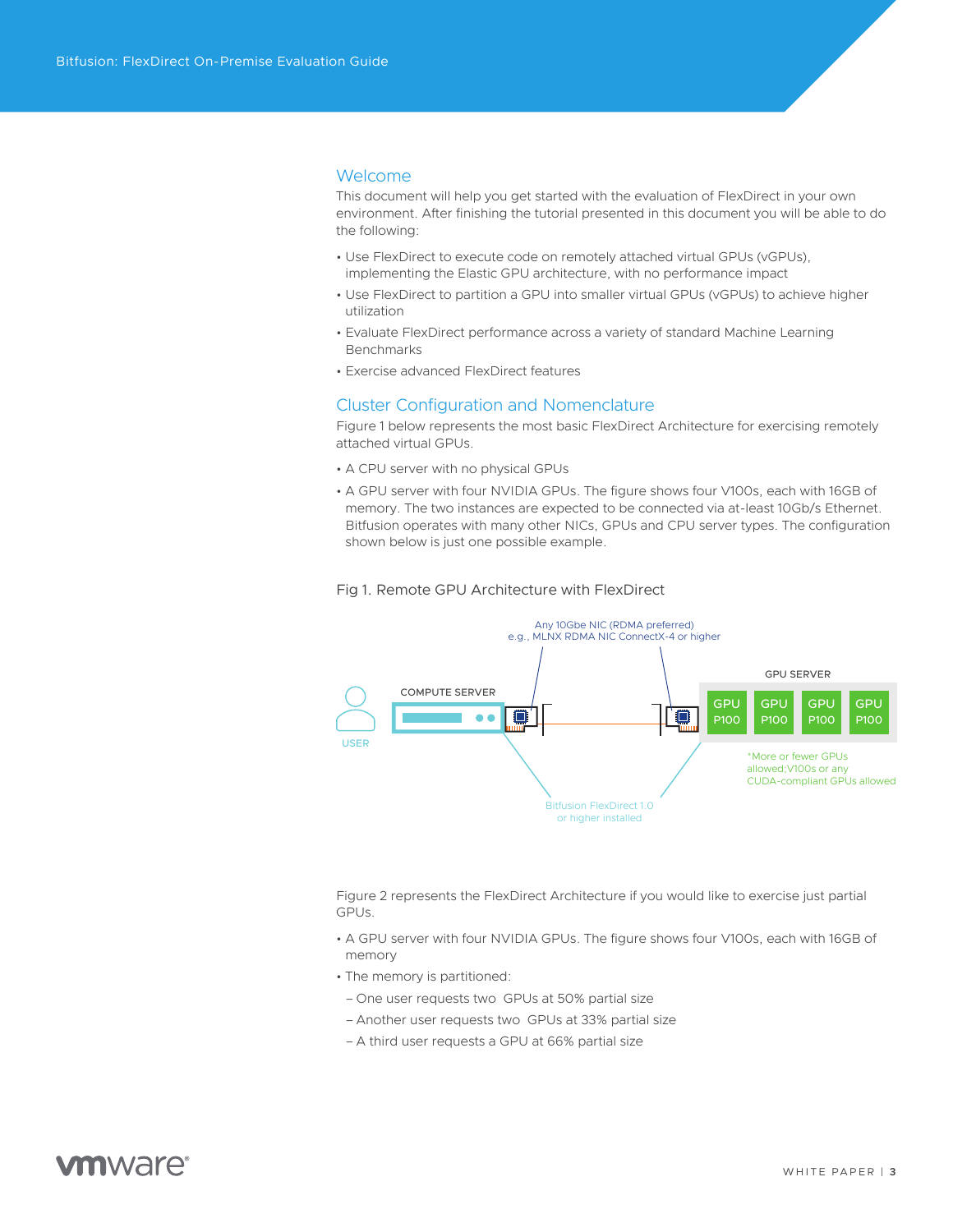## Welcome

This document will help you get started with the evaluation of FlexDirect in your own environment. After finishing the tutorial presented in this document you will be able to do the following:

- Use FlexDirect to execute code on remotely attached virtual GPUs (vGPUs), implementing the Elastic GPU architecture, with no performance impact
- Use FlexDirect to partition a GPU into smaller virtual GPUs (vGPUs) to achieve higher utilization
- Evaluate FlexDirect performance across a variety of standard Machine Learning Benchmarks
- Exercise advanced FlexDirect features

## Cluster Configuration and Nomenclature

Figure 1 below represents the most basic FlexDirect Architecture for exercising remotely attached virtual GPUs.

- A CPU server with no physical GPUs
- A GPU server with four NVIDIA GPUs. The figure shows four V100s, each with 16GB of memory. The two instances are expected to be connected via at-least 10Gb/s Ethernet. Bitfusion operates with many other NICs, GPUs and CPU server types. The configuration shown below is just one possible example.

Fig 1. Remote GPU Architecture with FlexDirect

Any 10Gbe NIC (RDMA preferred)
e.g., MLNX RDMA NIC ConnectX-4 or higher

USER

COMPUTE SERVER

GPU SERVER

GPU P100 | GPU P100 | GPU P100 | GPU P100

*More or fewer GPUs allowed;V100s or any CUDA-compliant GPUs allowed

Bitfusion FlexDirect 1.0 or higher installed

Figure 2 represents the FlexDirect Architecture if you would like to exercise just partial GPUs.

- A GPU server with four NVIDIA GPUs. The figure shows four V100s, each with 16GB of memory
- The memory is partitioned:
  - One user requests two GPUs at 50% partial size
  - Another user requests two GPUs at 33% partial size
  - A third user requests a GPU at 66% partial size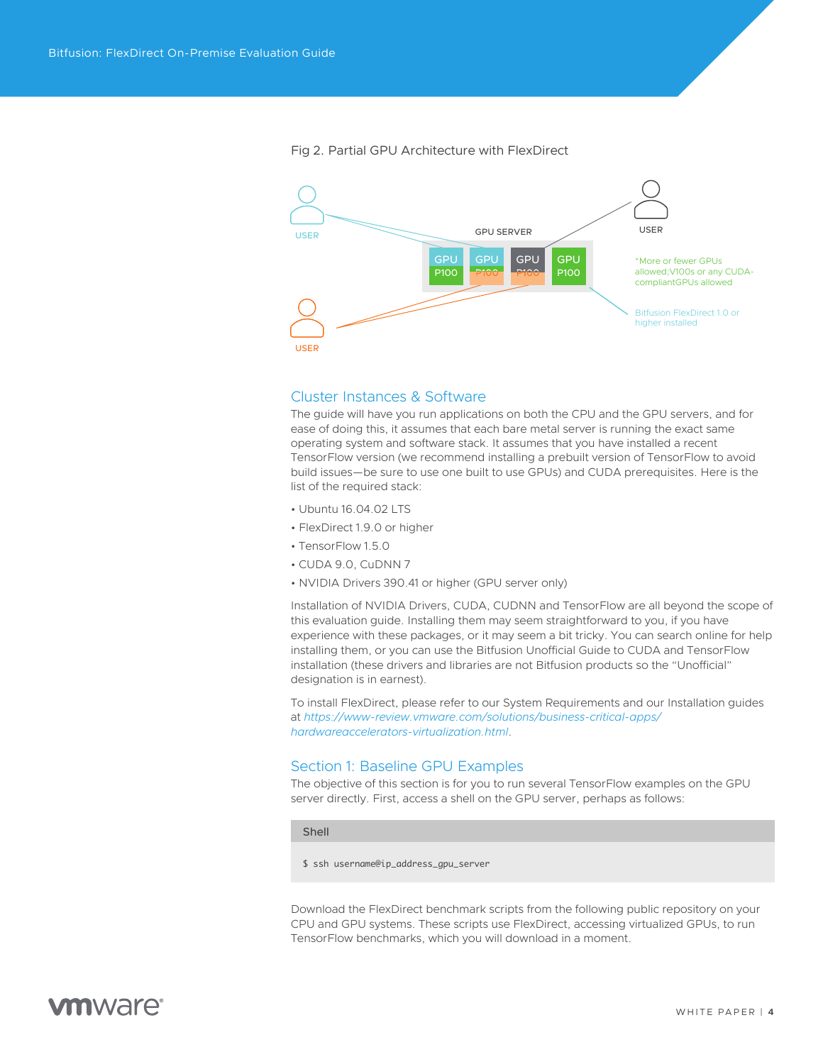Fig 2. Partial GPU Architecture with FlexDirect

USER

GPU SERVER

USER

GPU P100 | GPU P100 | GPU P100 | GPU P100

*More or fewer GPUs allowed;V100s or any CUDA-compliantGPUs allowed

Bitfusion FlexDirect 1.0 or higher installed

USER

## Cluster Instances & Software

The guide will have you run applications on both the CPU and the GPU servers, and for ease of doing this, it assumes that each bare metal server is running the exact same operating system and software stack. It assumes that you have installed a recent TensorFlow version (we recommend installing a prebuilt version of TensorFlow to avoid build issues—be sure to use one built to use GPUs) and CUDA prerequisites. Here is the list of the required stack:

- Ubuntu 16.04.02 LTS
- FlexDirect 1.9.0 or higher
- TensorFlow 1.5.0
- CUDA 9.0, CuDNN 7
- NVIDIA Drivers 390.41 or higher (GPU server only)

Installation of NVIDIA Drivers, CUDA, CUDNN and TensorFlow are all beyond the scope of this evaluation guide. Installing them may seem straightforward to you, if you have experience with these packages, or it may seem a bit tricky. You can search online for help installing them, or you can use the Bitfusion Unofficial Guide to CUDA and TensorFlow installation (these drivers and libraries are not Bitfusion products so the "Unofficial" designation is in earnest).

To install FlexDirect, please refer to our System Requirements and our Installation guides at *https://www-review.vmware.com/solutions/business-critical-apps/hardwareaccelerators-virtualization.html*.

## Section 1: Baseline GPU Examples

The objective of this section is for you to run several TensorFlow examples on the GPU server directly. First, access a shell on the GPU server, perhaps as follows:

Shell

```
$ ssh username@ip_address_gpu_server
```

Download the FlexDirect benchmark scripts from the following public repository on your CPU and GPU systems. These scripts use FlexDirect, accessing virtualized GPUs, to run TensorFlow benchmarks, which you will download in a moment.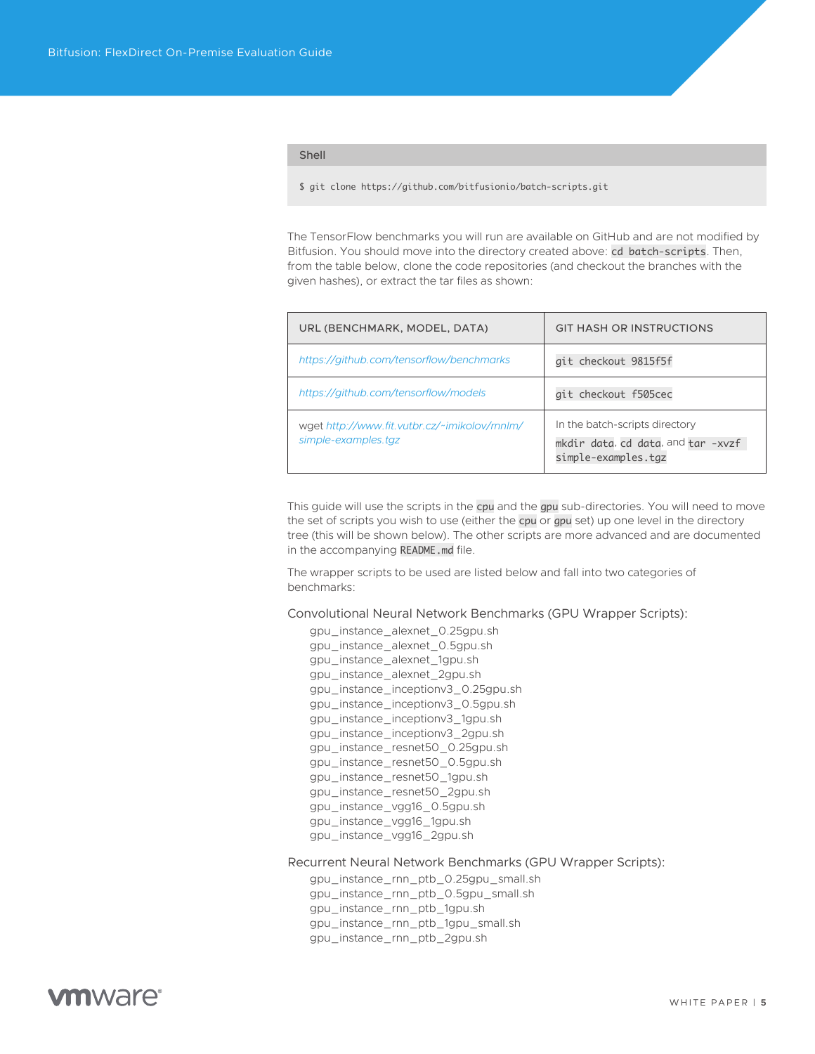Shell

```
$ git clone https://github.com/bitfusionio/batch-scripts.git
```

The TensorFlow benchmarks you will run are available on GitHub and are not modified by Bitfusion. You should move into the directory created above: `cd batch-scripts`. Then, from the table below, clone the code repositories (and checkout the branches with the given hashes), or extract the tar files as shown:

| URL (BENCHMARK, MODEL, DATA) | GIT HASH OR INSTRUCTIONS |
|---|---|
| *https://github.com/tensorflow/benchmarks* | `git checkout 9815f5f` |
| *https://github.com/tensorflow/models* | `git checkout f505cec` |
| wget *http://www.fit.vutbr.cz/~imikolov/rnnlm/simple-examples.tgz* | In the batch-scripts directory `mkdir data`, `cd data`, and `tar -xvzf simple-examples.tgz` |

This guide will use the scripts in the `cpu` and the `gpu` sub-directories. You will need to move the set of scripts you wish to use (either the `cpu` or `gpu` set) up one level in the directory tree (this will be shown below). The other scripts are more advanced and are documented in the accompanying `README.md` file.

The wrapper scripts to be used are listed below and fall into two categories of benchmarks:

### Convolutional Neural Network Benchmarks (GPU Wrapper Scripts):

gpu_instance_alexnet_0.25gpu.sh
gpu_instance_alexnet_0.5gpu.sh
gpu_instance_alexnet_1gpu.sh
gpu_instance_alexnet_2gpu.sh
gpu_instance_inceptionv3_0.25gpu.sh
gpu_instance_inceptionv3_0.5gpu.sh
gpu_instance_inceptionv3_1gpu.sh
gpu_instance_inceptionv3_2gpu.sh
gpu_instance_resnet50_0.25gpu.sh
gpu_instance_resnet50_0.5gpu.sh
gpu_instance_resnet50_1gpu.sh
gpu_instance_resnet50_2gpu.sh
gpu_instance_vgg16_0.5gpu.sh
gpu_instance_vgg16_1gpu.sh
gpu_instance_vgg16_2gpu.sh

### Recurrent Neural Network Benchmarks (GPU Wrapper Scripts):

gpu_instance_rnn_ptb_0.25gpu_small.sh
gpu_instance_rnn_ptb_0.5gpu_small.sh
gpu_instance_rnn_ptb_1gpu.sh
gpu_instance_rnn_ptb_1gpu_small.sh
gpu_instance_rnn_ptb_2gpu.sh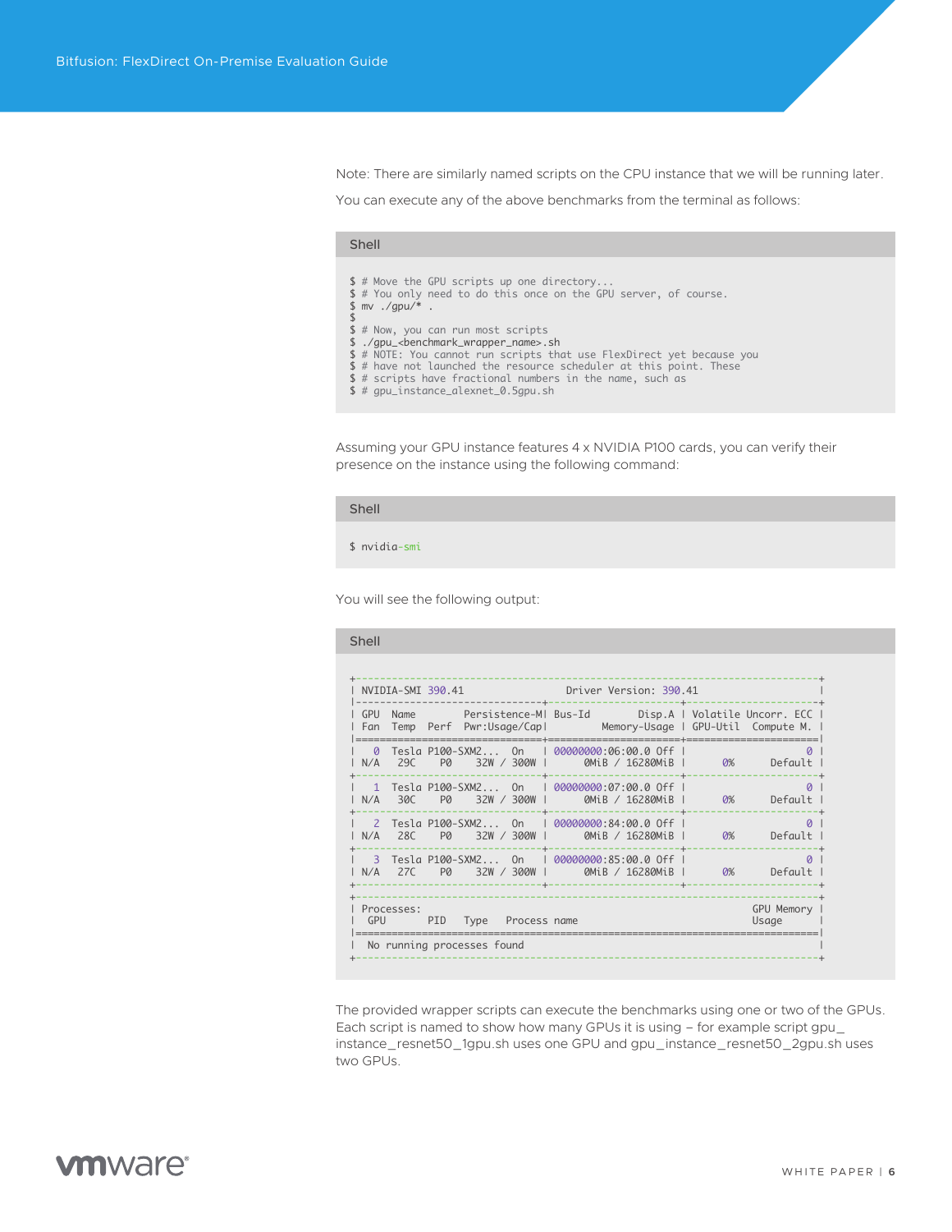Note: There are similarly named scripts on the CPU instance that we will be running later.

You can execute any of the above benchmarks from the terminal as follows:

Shell

```
$ # Move the GPU scripts up one directory...
$ # You only need to do this once on the GPU server, of course.
$ mv ./gpu/* .
$
$ # Now, you can run most scripts
$ ./gpu_<benchmark_wrapper_name>.sh
$ # NOTE: You cannot run scripts that use FlexDirect yet because you
$ # have not launched the resource scheduler at this point. These
$ # scripts have fractional numbers in the name, such as
$ # gpu_instance_alexnet_0.5gpu.sh
```

Assuming your GPU instance features 4 x NVIDIA P100 cards, you can verify their presence on the instance using the following command:

Shell

```
$ nvidia-smi
```

You will see the following output:

Shell

```
+-----------------------------------------------------------------------------+
| NVIDIA-SMI 390.41                 Driver Version: 390.41                    |
|-------------------------------+----------------------+----------------------+
| GPU  Name        Persistence-M| Bus-Id        Disp.A | Volatile Uncorr. ECC |
| Fan  Temp  Perf  Pwr:Usage/Cap|         Memory-Usage | GPU-Util  Compute M. |
|===============================+======================+======================|
|   0  Tesla P100-SXM2...  On   | 00000000:06:00.0 Off |                    0 |
| N/A   29C    P0    32W / 300W |      0MiB / 16280MiB |      0%      Default |
+-------------------------------+----------------------+----------------------+
|   1  Tesla P100-SXM2...  On   | 00000000:07:00.0 Off |                    0 |
| N/A   30C    P0    32W / 300W |      0MiB / 16280MiB |      0%      Default |
+-------------------------------+----------------------+----------------------+
|   2  Tesla P100-SXM2...  On   | 00000000:84:00.0 Off |                    0 |
| N/A   28C    P0    32W / 300W |      0MiB / 16280MiB |      0%      Default |
+-------------------------------+----------------------+----------------------+
|   3  Tesla P100-SXM2...  On   | 00000000:85:00.0 Off |                    0 |
| N/A   27C    P0    32W / 300W |      0MiB / 16280MiB |      0%      Default |
+-------------------------------+----------------------+----------------------+

+-----------------------------------------------------------------------------+
| Processes:                                                       GPU Memory |
|  GPU       PID   Type   Process name                             Usage      |
|=============================================================================|
|  No running processes found                                                 |
+-----------------------------------------------------------------------------+
```

The provided wrapper scripts can execute the benchmarks using one or two of the GPUs. Each script is named to show how many GPUs it is using – for example script gpu_instance_resnet50_1gpu.sh uses one GPU and gpu_instance_resnet50_2gpu.sh uses two GPUs.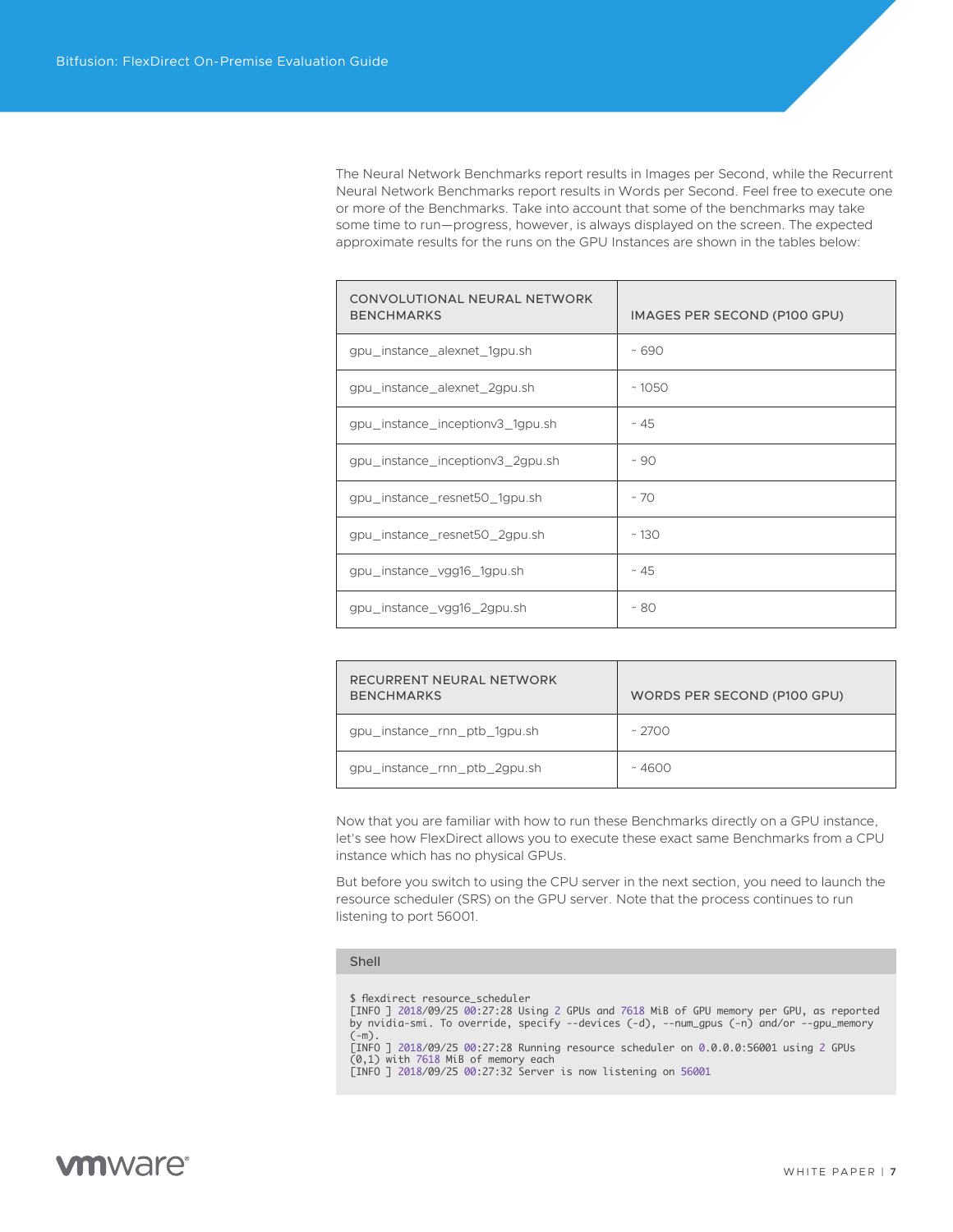The Neural Network Benchmarks report results in Images per Second, while the Recurrent Neural Network Benchmarks report results in Words per Second. Feel free to execute one or more of the Benchmarks. Take into account that some of the benchmarks may take some time to run—progress, however, is always displayed on the screen. The expected approximate results for the runs on the GPU Instances are shown in the tables below:

| CONVOLUTIONAL NEURAL NETWORK BENCHMARKS | IMAGES PER SECOND (P100 GPU) |
|---|---|
| gpu_instance_alexnet_1gpu.sh | ~ 690 |
| gpu_instance_alexnet_2gpu.sh | ~ 1050 |
| gpu_instance_inceptionv3_1gpu.sh | ~ 45 |
| gpu_instance_inceptionv3_2gpu.sh | ~ 90 |
| gpu_instance_resnet50_1gpu.sh | ~ 70 |
| gpu_instance_resnet50_2gpu.sh | ~ 130 |
| gpu_instance_vgg16_1gpu.sh | ~ 45 |
| gpu_instance_vgg16_2gpu.sh | ~ 80 |

| RECURRENT NEURAL NETWORK BENCHMARKS | WORDS PER SECOND (P100 GPU) |
|---|---|
| gpu_instance_rnn_ptb_1gpu.sh | ~ 2700 |
| gpu_instance_rnn_ptb_2gpu.sh | ~ 4600 |

Now that you are familiar with how to run these Benchmarks directly on a GPU instance, let's see how FlexDirect allows you to execute these exact same Benchmarks from a CPU instance which has no physical GPUs.

But before you switch to using the CPU server in the next section, you need to launch the resource scheduler (SRS) on the GPU server. Note that the process continues to run listening to port 56001.

Shell

```
$ flexdirect resource_scheduler
[INFO ] 2018/09/25 00:27:28 Using 2 GPUs and 7618 MiB of GPU memory per GPU, as reported
by nvidia-smi. To override, specify --devices (-d), --num_gpus (-n) and/or --gpu_memory
(-m).
[INFO ] 2018/09/25 00:27:28 Running resource scheduler on 0.0.0.0:56001 using 2 GPUs
(0,1) with 7618 MiB of memory each
[INFO ] 2018/09/25 00:27:32 Server is now listening on 56001
```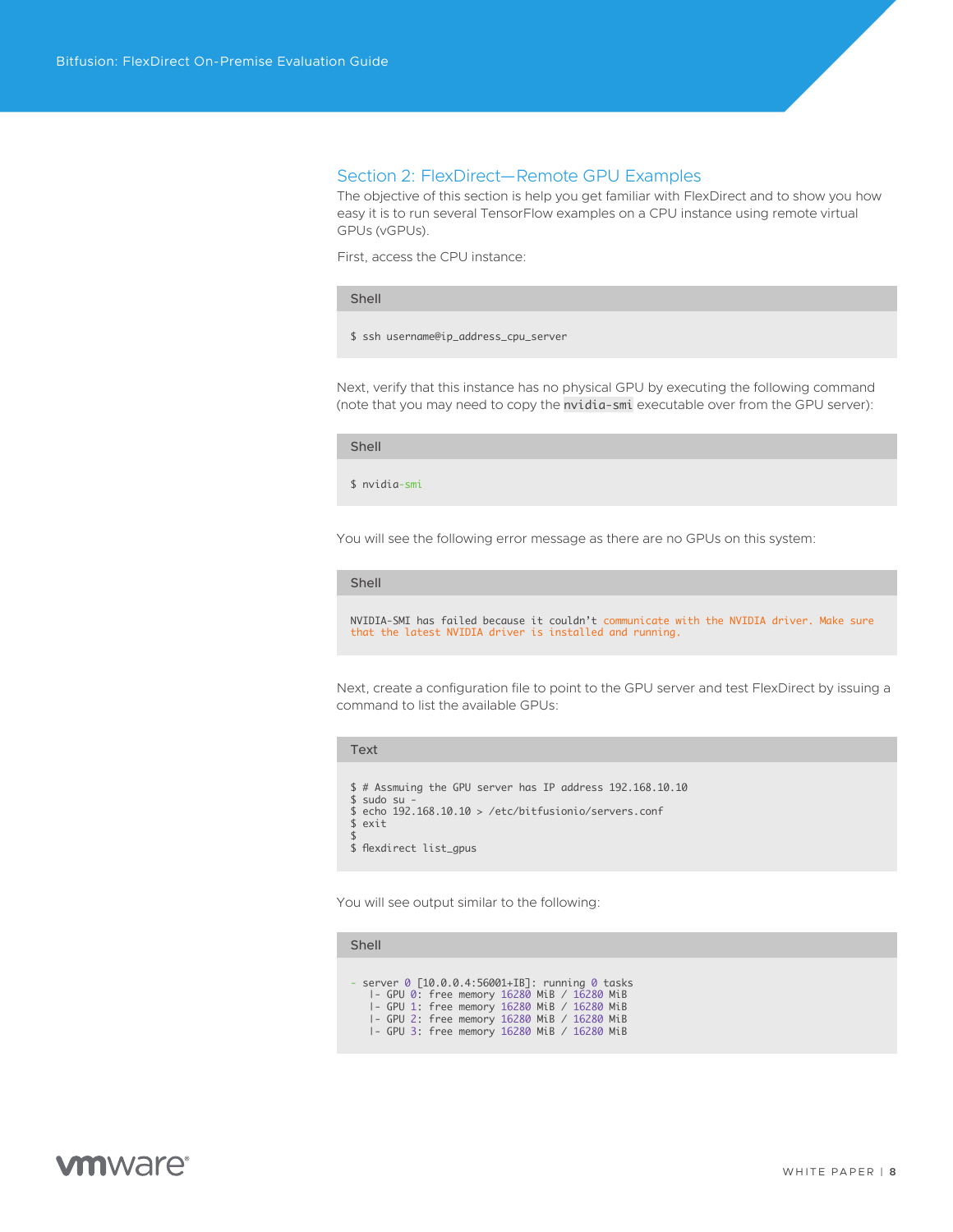## Section 2: FlexDirect—Remote GPU Examples

The objective of this section is help you get familiar with FlexDirect and to show you how easy it is to run several TensorFlow examples on a CPU instance using remote virtual GPUs (vGPUs).

First, access the CPU instance:

Shell

```
$ ssh username@ip_address_cpu_server
```

Next, verify that this instance has no physical GPU by executing the following command (note that you may need to copy the `nvidia-smi` executable over from the GPU server):

Shell

```
$ nvidia-smi
```

You will see the following error message as there are no GPUs on this system:

Shell

```
NVIDIA-SMI has failed because it couldn’t communicate with the NVIDIA driver. Make sure
that the latest NVIDIA driver is installed and running.
```

Next, create a configuration file to point to the GPU server and test FlexDirect by issuing a command to list the available GPUs:

Text

```
$ # Assmuing the GPU server has IP address 192.168.10.10
$ sudo su -
$ echo 192.168.10.10 > /etc/bitfusionio/servers.conf
$ exit
$
$ flexdirect list_gpus
```

You will see output similar to the following:

Shell

```
- server 0 [10.0.0.4:56001+IB]: running 0 tasks
   |- GPU 0: free memory 16280 MiB / 16280 MiB
   |- GPU 1: free memory 16280 MiB / 16280 MiB
   |- GPU 2: free memory 16280 MiB / 16280 MiB
   |- GPU 3: free memory 16280 MiB / 16280 MiB
```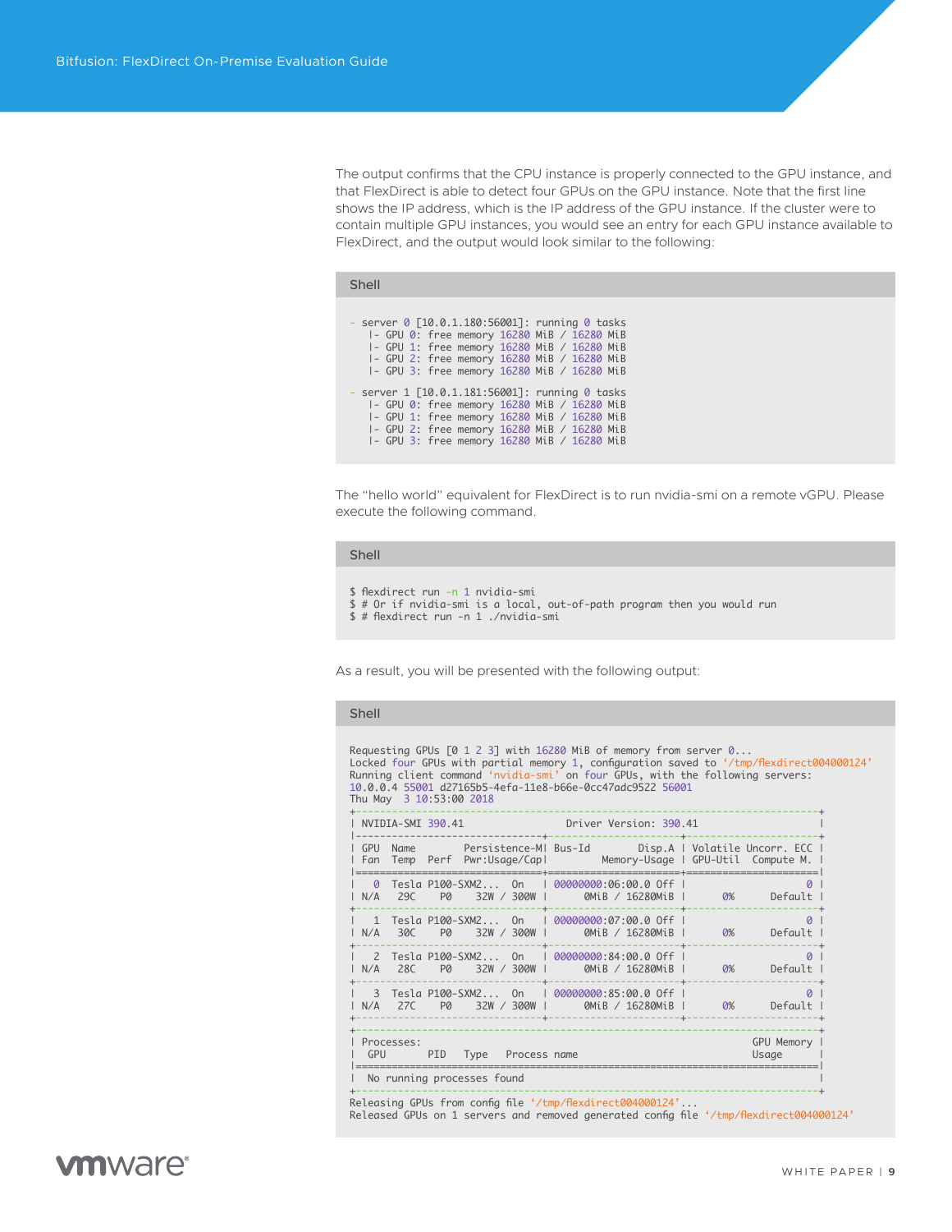The output confirms that the CPU instance is properly connected to the GPU instance, and that FlexDirect is able to detect four GPUs on the GPU instance. Note that the first line shows the IP address, which is the IP address of the GPU instance. If the cluster were to contain multiple GPU instances, you would see an entry for each GPU instance available to FlexDirect, and the output would look similar to the following:

Shell

```
- server 0 [10.0.1.180:56001]: running 0 tasks
   |- GPU 0: free memory 16280 MiB / 16280 MiB
   |- GPU 1: free memory 16280 MiB / 16280 MiB
   |- GPU 2: free memory 16280 MiB / 16280 MiB
   |- GPU 3: free memory 16280 MiB / 16280 MiB

- server 1 [10.0.1.181:56001]: running 0 tasks
   |- GPU 0: free memory 16280 MiB / 16280 MiB
   |- GPU 1: free memory 16280 MiB / 16280 MiB
   |- GPU 2: free memory 16280 MiB / 16280 MiB
   |- GPU 3: free memory 16280 MiB / 16280 MiB
```

The "hello world" equivalent for FlexDirect is to run nvidia-smi on a remote vGPU. Please execute the following command.

Shell

```
$ flexdirect run -n 1 nvidia-smi
$ # Or if nvidia-smi is a local, out-of-path program then you would run
$ # flexdirect run -n 1 ./nvidia-smi
```

As a result, you will be presented with the following output:

Shell

```
Requesting GPUs [0 1 2 3] with 16280 MiB of memory from server 0...
Locked four GPUs with partial memory 1, configuration saved to '/tmp/flexdirect004000124'
Running client command 'nvidia-smi' on four GPUs, with the following servers:
10.0.0.4 55001 d27165b5-4efa-11e8-b66e-0cc47adc9522 56001
Thu May  3 10:53:00 2018
+-----------------------------------------------------------------------------+
| NVIDIA-SMI 390.41                 Driver Version: 390.41                    |
|-------------------------------+----------------------+----------------------+
| GPU  Name        Persistence-M| Bus-Id        Disp.A | Volatile Uncorr. ECC |
| Fan  Temp  Perf  Pwr:Usage/Cap|         Memory-Usage | GPU-Util  Compute M. |
|===============================+======================+======================|
|   0  Tesla P100-SXM2...  On   | 00000000:06:00.0 Off |                    0 |
| N/A   29C    P0    32W / 300W |      0MiB / 16280MiB |      0%      Default |
+-------------------------------+----------------------+----------------------+
|   1  Tesla P100-SXM2...  On   | 00000000:07:00.0 Off |                    0 |
| N/A   30C    P0    32W / 300W |      0MiB / 16280MiB |      0%      Default |
+-------------------------------+----------------------+----------------------+
|   2  Tesla P100-SXM2...  On   | 00000000:84:00.0 Off |                    0 |
| N/A   28C    P0    32W / 300W |      0MiB / 16280MiB |      0%      Default |
+-------------------------------+----------------------+----------------------+
|   3  Tesla P100-SXM2...  On   | 00000000:85:00.0 Off |                    0 |
| N/A   27C    P0    32W / 300W |      0MiB / 16280MiB |      0%      Default |
+-------------------------------+----------------------+----------------------+

+-----------------------------------------------------------------------------+
| Processes:                                                       GPU Memory |
|  GPU       PID   Type   Process name                             Usage      |
|=============================================================================|
|  No running processes found                                                 |
+-----------------------------------------------------------------------------+
Releasing GPUs from config file '/tmp/flexdirect004000124'...
Released GPUs on 1 servers and removed generated config file '/tmp/flexdirect004000124'
```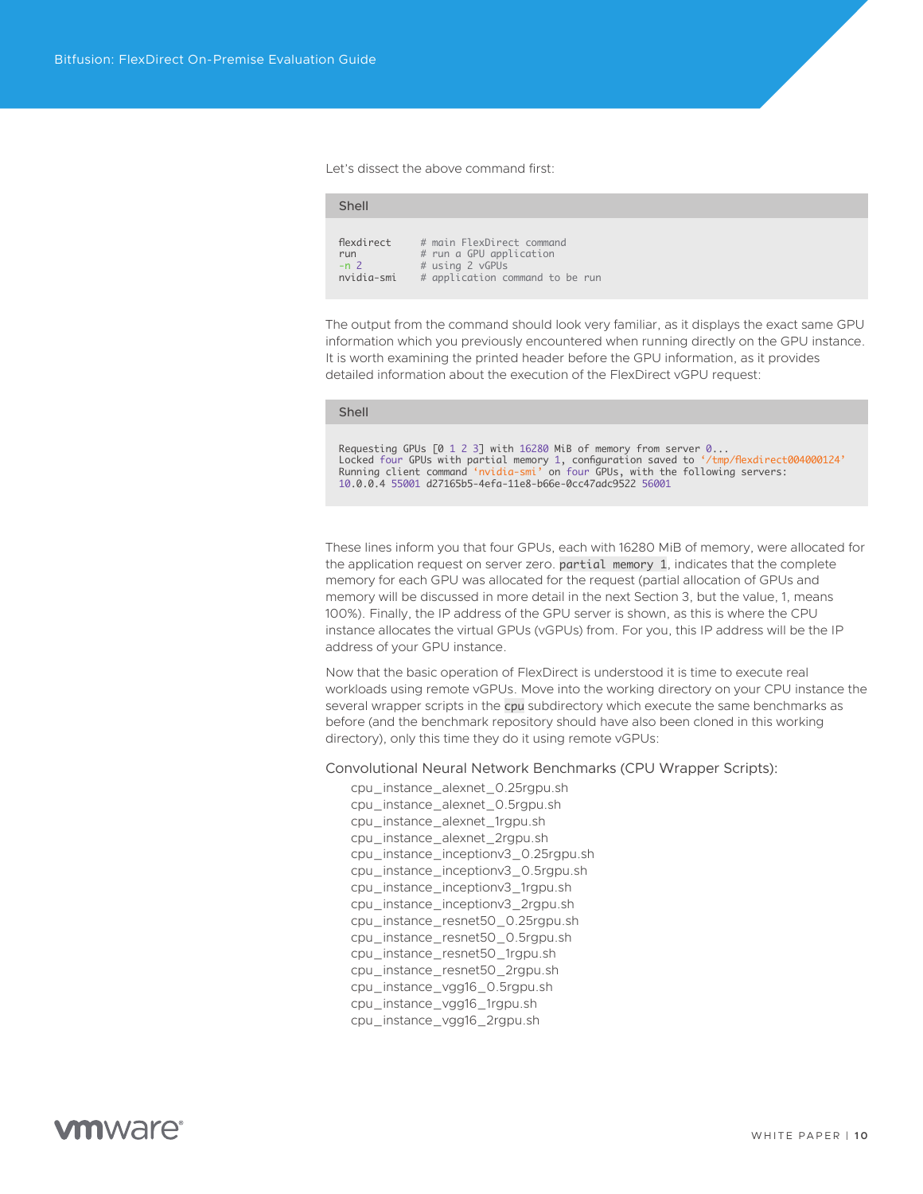Let's dissect the above command first:

```shell
flexdirect     # main FlexDirect command
run            # run a GPU application
-n 2           # using 2 vGPUs
nvidia-smi     # application command to be run
```

The output from the command should look very familiar, as it displays the exact same GPU information which you previously encountered when running directly on the GPU instance. It is worth examining the printed header before the GPU information, as it provides detailed information about the execution of the FlexDirect vGPU request:

```shell
Requesting GPUs [0 1 2 3] with 16280 MiB of memory from server 0...
Locked four GPUs with partial memory 1, configuration saved to '/tmp/flexdirect004000124'
Running client command 'nvidia-smi' on four GPUs, with the following servers:
10.0.0.4 55001 d27165b5-4efa-11e8-b66e-0cc47adc9522 56001
```

These lines inform you that four GPUs, each with 16280 MiB of memory, were allocated for the application request on server zero. `partial memory 1`, indicates that the complete memory for each GPU was allocated for the request (partial allocation of GPUs and memory will be discussed in more detail in the next Section 3, but the value, 1, means 100%). Finally, the IP address of the GPU server is shown, as this is where the CPU instance allocates the virtual GPUs (vGPUs) from. For you, this IP address will be the IP address of your GPU instance.

Now that the basic operation of FlexDirect is understood it is time to execute real workloads using remote vGPUs. Move into the working directory on your CPU instance the several wrapper scripts in the `cpu` subdirectory which execute the same benchmarks as before (and the benchmark repository should have also been cloned in this working directory), only this time they do it using remote vGPUs:

### Convolutional Neural Network Benchmarks (CPU Wrapper Scripts):

cpu_instance_alexnet_0.25rgpu.sh
cpu_instance_alexnet_0.5rgpu.sh
cpu_instance_alexnet_1rgpu.sh
cpu_instance_alexnet_2rgpu.sh
cpu_instance_inceptionv3_0.25rgpu.sh
cpu_instance_inceptionv3_0.5rgpu.sh
cpu_instance_inceptionv3_1rgpu.sh
cpu_instance_inceptionv3_2rgpu.sh
cpu_instance_resnet50_0.25rgpu.sh
cpu_instance_resnet50_0.5rgpu.sh
cpu_instance_resnet50_1rgpu.sh
cpu_instance_resnet50_2rgpu.sh
cpu_instance_vgg16_0.5rgpu.sh
cpu_instance_vgg16_1rgpu.sh
cpu_instance_vgg16_2rgpu.sh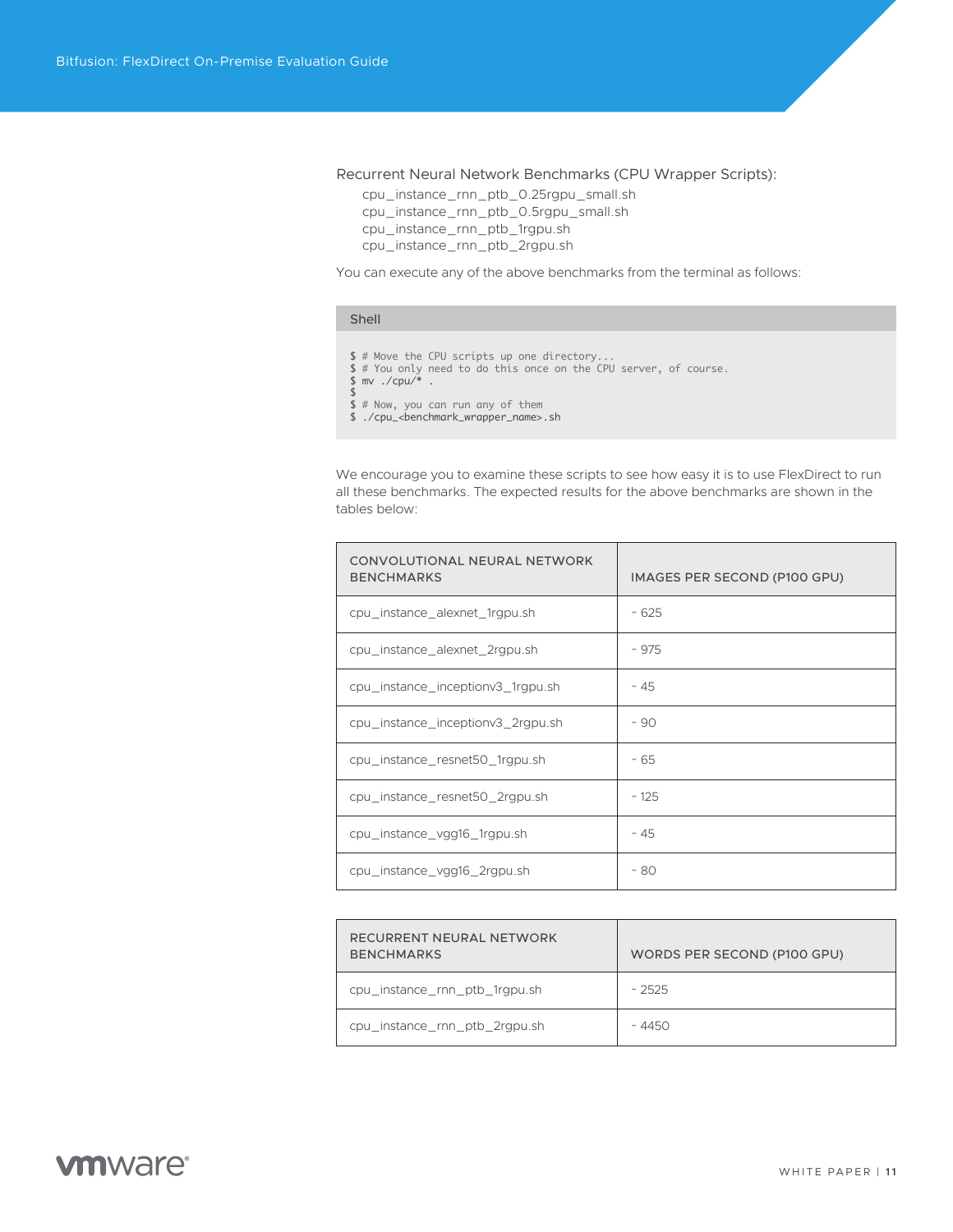Recurrent Neural Network Benchmarks (CPU Wrapper Scripts):

cpu_instance_rnn_ptb_0.25rgpu_small.sh
cpu_instance_rnn_ptb_0.5rgpu_small.sh
cpu_instance_rnn_ptb_1rgpu.sh
cpu_instance_rnn_ptb_2rgpu.sh

You can execute any of the above benchmarks from the terminal as follows:

Shell

```
$ # Move the CPU scripts up one directory...
$ # You only need to do this once on the CPU server, of course.
$ mv ./cpu/* .
$
$ # Now, you can run any of them
$ ./cpu_<benchmark_wrapper_name>.sh
```

We encourage you to examine these scripts to see how easy it is to use FlexDirect to run all these benchmarks. The expected results for the above benchmarks are shown in the tables below:

| CONVOLUTIONAL NEURAL NETWORK BENCHMARKS | IMAGES PER SECOND (P100 GPU) |
| --- | --- |
| cpu_instance_alexnet_1rgpu.sh | ~ 625 |
| cpu_instance_alexnet_2rgpu.sh | ~ 975 |
| cpu_instance_inceptionv3_1rgpu.sh | ~ 45 |
| cpu_instance_inceptionv3_2rgpu.sh | ~ 90 |
| cpu_instance_resnet50_1rgpu.sh | ~ 65 |
| cpu_instance_resnet50_2rgpu.sh | ~ 125 |
| cpu_instance_vgg16_1rgpu.sh | ~ 45 |
| cpu_instance_vgg16_2rgpu.sh | ~ 80 |

| RECURRENT NEURAL NETWORK BENCHMARKS | WORDS PER SECOND (P100 GPU) |
| --- | --- |
| cpu_instance_rnn_ptb_1rgpu.sh | ~ 2525 |
| cpu_instance_rnn_ptb_2rgpu.sh | ~ 4450 |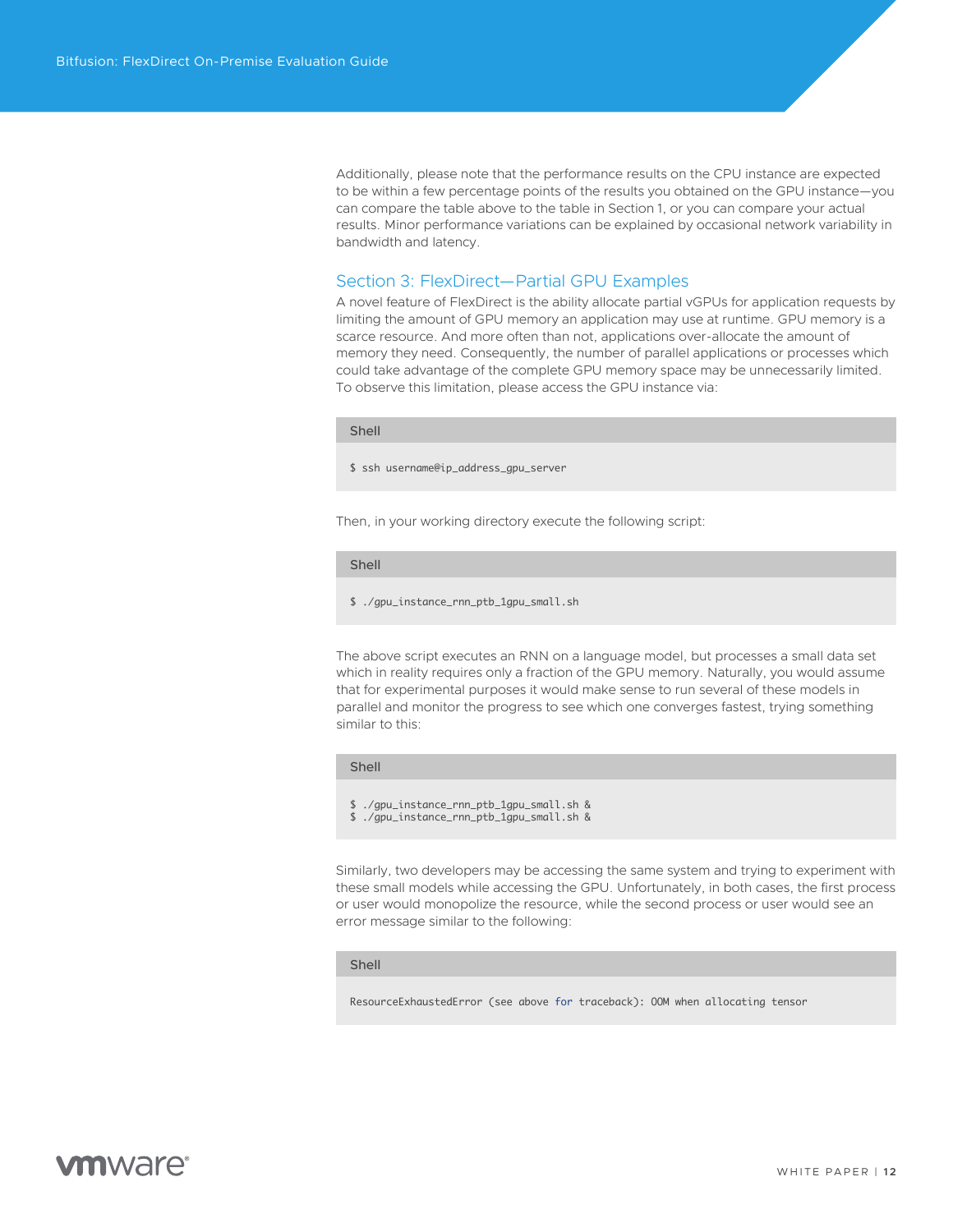Additionally, please note that the performance results on the CPU instance are expected to be within a few percentage points of the results you obtained on the GPU instance—you can compare the table above to the table in Section 1, or you can compare your actual results. Minor performance variations can be explained by occasional network variability in bandwidth and latency.

## Section 3: FlexDirect—Partial GPU Examples

A novel feature of FlexDirect is the ability allocate partial vGPUs for application requests by limiting the amount of GPU memory an application may use at runtime. GPU memory is a scarce resource. And more often than not, applications over-allocate the amount of memory they need. Consequently, the number of parallel applications or processes which could take advantage of the complete GPU memory space may be unnecessarily limited. To observe this limitation, please access the GPU instance via:

Shell

```
$ ssh username@ip_address_gpu_server
```

Then, in your working directory execute the following script:

Shell

```
$ ./gpu_instance_rnn_ptb_1gpu_small.sh
```

The above script executes an RNN on a language model, but processes a small data set which in reality requires only a fraction of the GPU memory. Naturally, you would assume that for experimental purposes it would make sense to run several of these models in parallel and monitor the progress to see which one converges fastest, trying something similar to this:

Shell

```
$ ./gpu_instance_rnn_ptb_1gpu_small.sh &
$ ./gpu_instance_rnn_ptb_1gpu_small.sh &
```

Similarly, two developers may be accessing the same system and trying to experiment with these small models while accessing the GPU. Unfortunately, in both cases, the first process or user would monopolize the resource, while the second process or user would see an error message similar to the following:

Shell

```
ResourceExhaustedError (see above for traceback): OOM when allocating tensor
```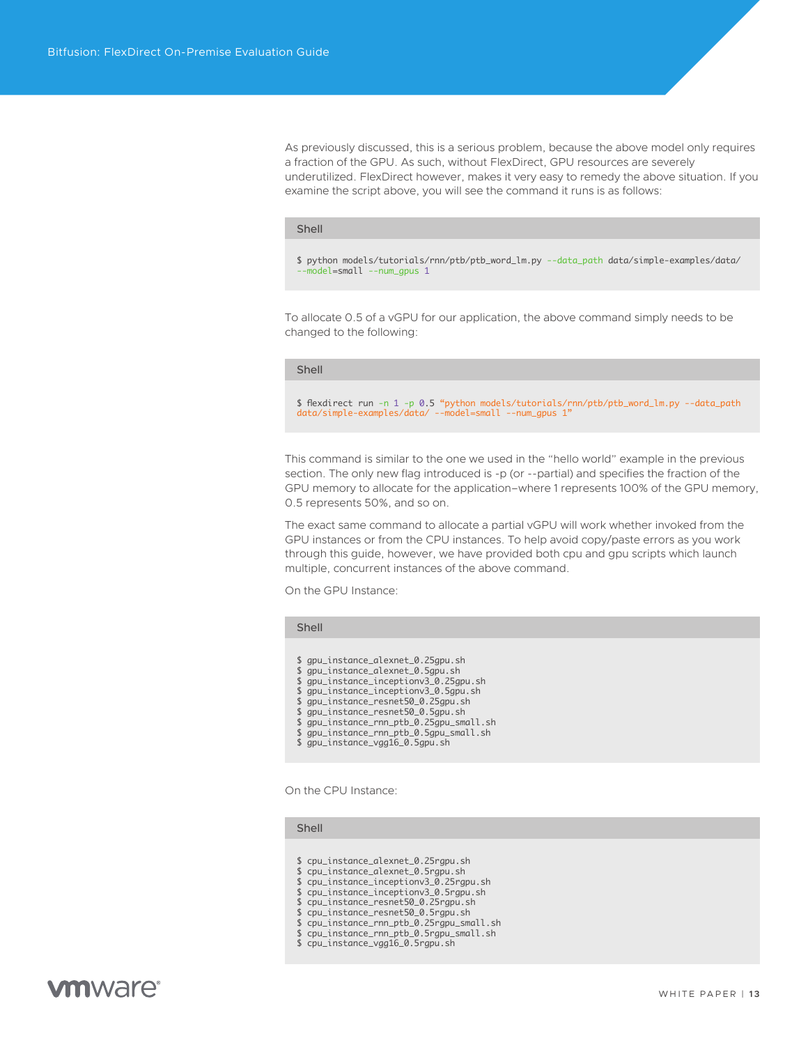As previously discussed, this is a serious problem, because the above model only requires a fraction of the GPU. As such, without FlexDirect, GPU resources are severely underutilized. FlexDirect however, makes it very easy to remedy the above situation. If you examine the script above, you will see the command it runs is as follows:

```shell
$ python models/tutorials/rnn/ptb/ptb_word_lm.py --data_path data/simple-examples/data/ --model=small --num_gpus 1
```

To allocate 0.5 of a vGPU for our application, the above command simply needs to be changed to the following:

```shell
$ flexdirect run -n 1 -p 0.5 "python models/tutorials/rnn/ptb/ptb_word_lm.py --data_path data/simple-examples/data/ --model=small --num_gpus 1"
```

This command is similar to the one we used in the "hello world" example in the previous section. The only new flag introduced is -p (or --partial) and specifies the fraction of the GPU memory to allocate for the application–where 1 represents 100% of the GPU memory, 0.5 represents 50%, and so on.

The exact same command to allocate a partial vGPU will work whether invoked from the GPU instances or from the CPU instances. To help avoid copy/paste errors as you work through this guide, however, we have provided both cpu and gpu scripts which launch multiple, concurrent instances of the above command.

On the GPU Instance:

```shell
$ gpu_instance_alexnet_0.25gpu.sh
$ gpu_instance_alexnet_0.5gpu.sh
$ gpu_instance_inceptionv3_0.25gpu.sh
$ gpu_instance_inceptionv3_0.5gpu.sh
$ gpu_instance_resnet50_0.25gpu.sh
$ gpu_instance_resnet50_0.5gpu.sh
$ gpu_instance_rnn_ptb_0.25gpu_small.sh
$ gpu_instance_rnn_ptb_0.5gpu_small.sh
$ gpu_instance_vgg16_0.5gpu.sh
```

On the CPU Instance:

```shell
$ cpu_instance_alexnet_0.25rgpu.sh
$ cpu_instance_alexnet_0.5rgpu.sh
$ cpu_instance_inceptionv3_0.25rgpu.sh
$ cpu_instance_inceptionv3_0.5rgpu.sh
$ cpu_instance_resnet50_0.25rgpu.sh
$ cpu_instance_resnet50_0.5rgpu.sh
$ cpu_instance_rnn_ptb_0.25rgpu_small.sh
$ cpu_instance_rnn_ptb_0.5rgpu_small.sh
$ cpu_instance_vgg16_0.5rgpu.sh
```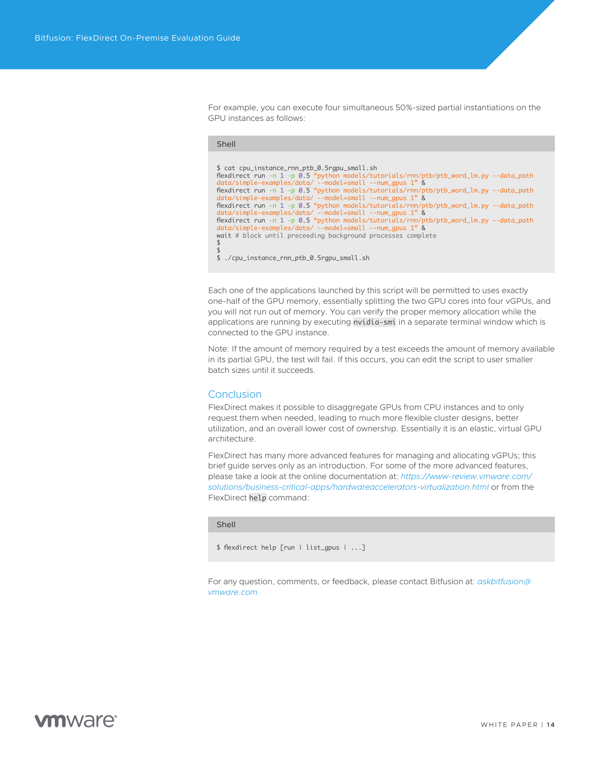For example, you can execute four simultaneous 50%-sized partial instantiations on the GPU instances as follows:

Shell

```
$ cat cpu_instance_rnn_ptb_0.5rgpu_small.sh
flexdirect run -n 1 -p 0.5 "python models/tutorials/rnn/ptb/ptb_word_lm.py --data_path
data/simple-examples/data/ --model=small --num_gpus 1" &
flexdirect run -n 1 -p 0.5 "python models/tutorials/rnn/ptb/ptb_word_lm.py --data_path
data/simple-examples/data/ --model=small --num_gpus 1" &
flexdirect run -n 1 -p 0.5 "python models/tutorials/rnn/ptb/ptb_word_lm.py --data_path
data/simple-examples/data/ --model=small --num_gpus 1" &
flexdirect run -n 1 -p 0.5 "python models/tutorials/rnn/ptb/ptb_word_lm.py --data_path
data/simple-examples/data/ --model=small --num_gpus 1" &
wait # block until preceeding background processes complete
$
$
$ ./cpu_instance_rnn_ptb_0.5rgpu_small.sh
```

Each one of the applications launched by this script will be permitted to uses exactly one-half of the GPU memory, essentially splitting the two GPU cores into four vGPUs, and you will not run out of memory. You can verify the proper memory allocation while the applications are running by executing `nvidia-smi` in a separate terminal window which is connected to the GPU instance.

Note: If the amount of memory required by a test exceeds the amount of memory available in its partial GPU, the test will fail. If this occurs, you can edit the script to user smaller batch sizes until it succeeds.

## Conclusion

FlexDirect makes it possible to disaggregate GPUs from CPU instances and to only request them when needed, leading to much more flexible cluster designs, better utilization, and an overall lower cost of ownership. Essentially it is an elastic, virtual GPU architecture.

FlexDirect has many more advanced features for managing and allocating vGPUs; this brief guide serves only as an introduction. For some of the more advanced features, please take a look at the online documentation at: *https://www-review.vmware.com/solutions/business-critical-apps/hardwareaccelerators-virtualization.html* or from the FlexDirect `help` command:

Shell

```
$ flexdirect help [run | list_gpus | ...]
```

For any question, comments, or feedback, please contact Bitfusion at: *askbitfusion@vmware.com*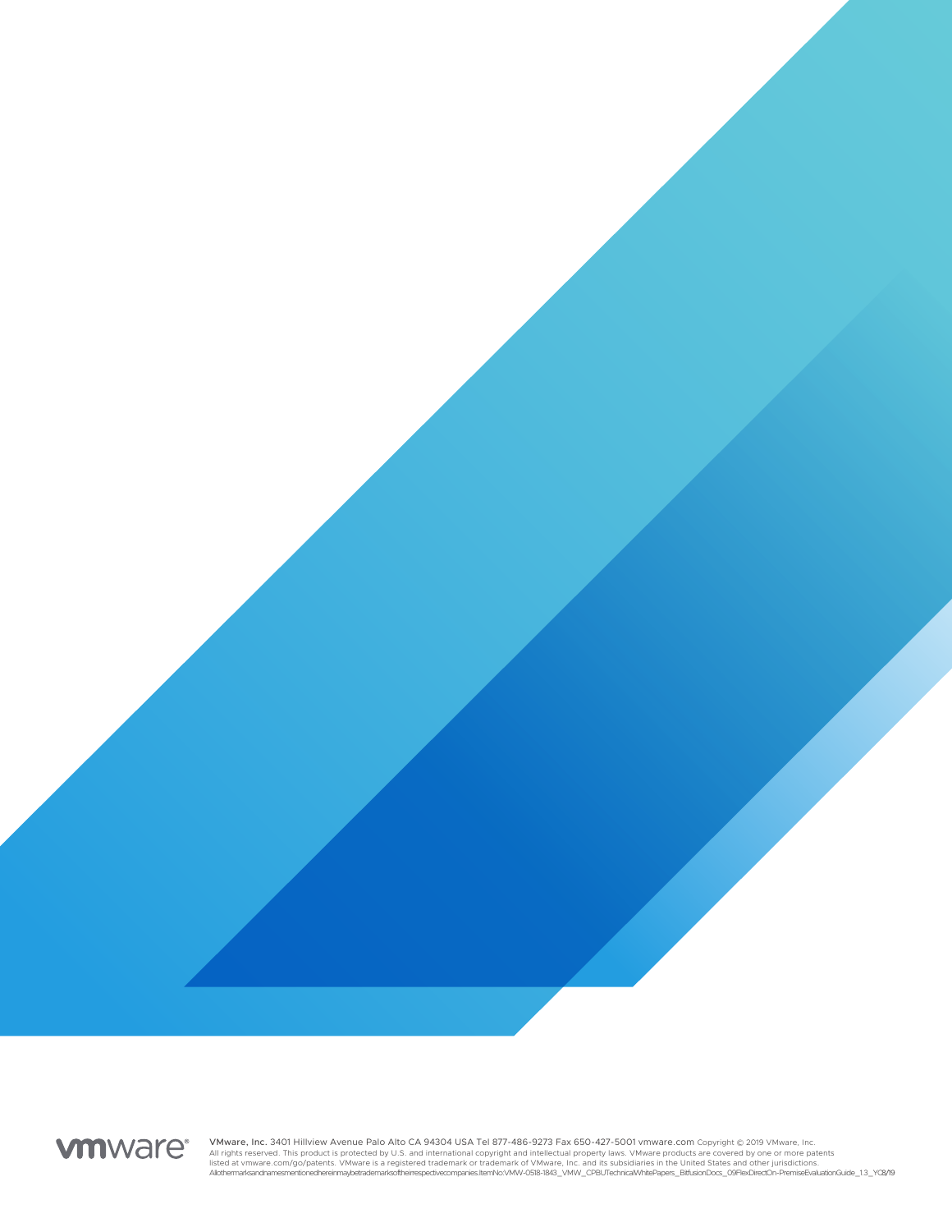vmware®

VMware, Inc. 3401 Hillview Avenue Palo Alto CA 94304 USA Tel 877-486-9273 Fax 650-427-5001 vmware.com Copyright © 2019 VMware, Inc. All rights reserved. This product is protected by U.S. and international copyright and intellectual property laws. VMware products are covered by one or more patents listed at vmware.com/go/patents. VMware is a registered trademark or trademark of VMware, Inc. and its subsidiaries in the United States and other jurisdictions. All other marks and names mentioned herein may be trademarks of their respective companies. Item No: VMW-0518-1843_VMW_CPBU Technical White Papers_ Bitfusion Docs_09 FlexDirect On-Premise Evaluation Guide_1.3_YC 8/19